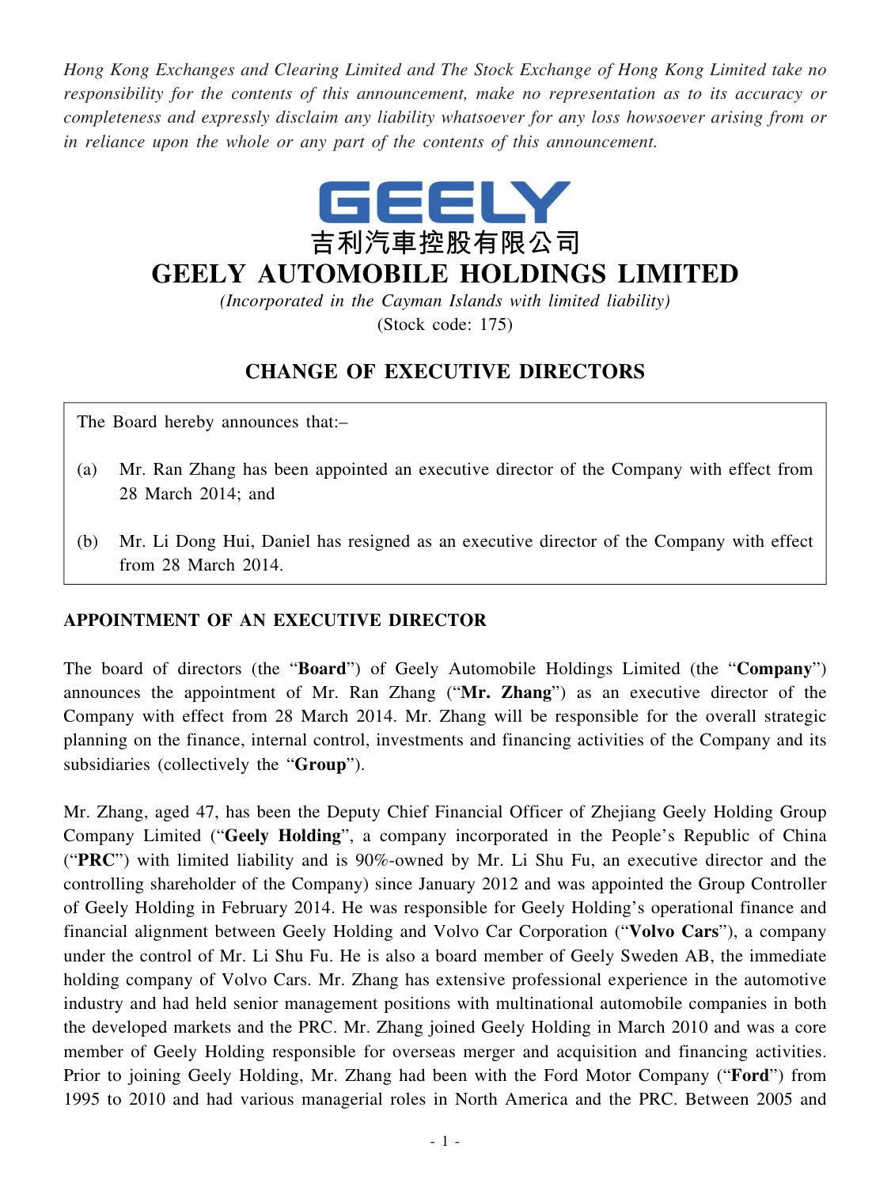*Hong Kong Exchanges and Clearing Limited and The Stock Exchange of Hong Kong Limited take no responsibility for the contents of this announcement, make no representation as to its accuracy or completeness and expressly disclaim any liability whatsoever for any loss howsoever arising from or in reliance upon the whole or any part of the contents of this announcement.*

GEELY

吉利汽車控股有限公司

# GEELY AUTOMOBILE HOLDINGS LIMITED

*(Incorporated in the Cayman Islands with limited liability)*

(Stock code: 175)

## CHANGE OF EXECUTIVE DIRECTORS

The Board hereby announces that:–

(a) Mr. Ran Zhang has been appointed an executive director of the Company with effect from 28 March 2014; and

(b) Mr. Li Dong Hui, Daniel has resigned as an executive director of the Company with effect from 28 March 2014.

### APPOINTMENT OF AN EXECUTIVE DIRECTOR

The board of directors (the "**Board**") of Geely Automobile Holdings Limited (the "**Company**") announces the appointment of Mr. Ran Zhang ("**Mr. Zhang**") as an executive director of the Company with effect from 28 March 2014. Mr. Zhang will be responsible for the overall strategic planning on the finance, internal control, investments and financing activities of the Company and its subsidiaries (collectively the "**Group**").

Mr. Zhang, aged 47, has been the Deputy Chief Financial Officer of Zhejiang Geely Holding Group Company Limited ("**Geely Holding**", a company incorporated in the People's Republic of China ("**PRC**") with limited liability and is 90%-owned by Mr. Li Shu Fu, an executive director and the controlling shareholder of the Company) since January 2012 and was appointed the Group Controller of Geely Holding in February 2014. He was responsible for Geely Holding's operational finance and financial alignment between Geely Holding and Volvo Car Corporation ("**Volvo Cars**"), a company under the control of Mr. Li Shu Fu. He is also a board member of Geely Sweden AB, the immediate holding company of Volvo Cars. Mr. Zhang has extensive professional experience in the automotive industry and had held senior management positions with multinational automobile companies in both the developed markets and the PRC. Mr. Zhang joined Geely Holding in March 2010 and was a core member of Geely Holding responsible for overseas merger and acquisition and financing activities. Prior to joining Geely Holding, Mr. Zhang had been with the Ford Motor Company ("**Ford**") from 1995 to 2010 and had various managerial roles in North America and the PRC. Between 2005 and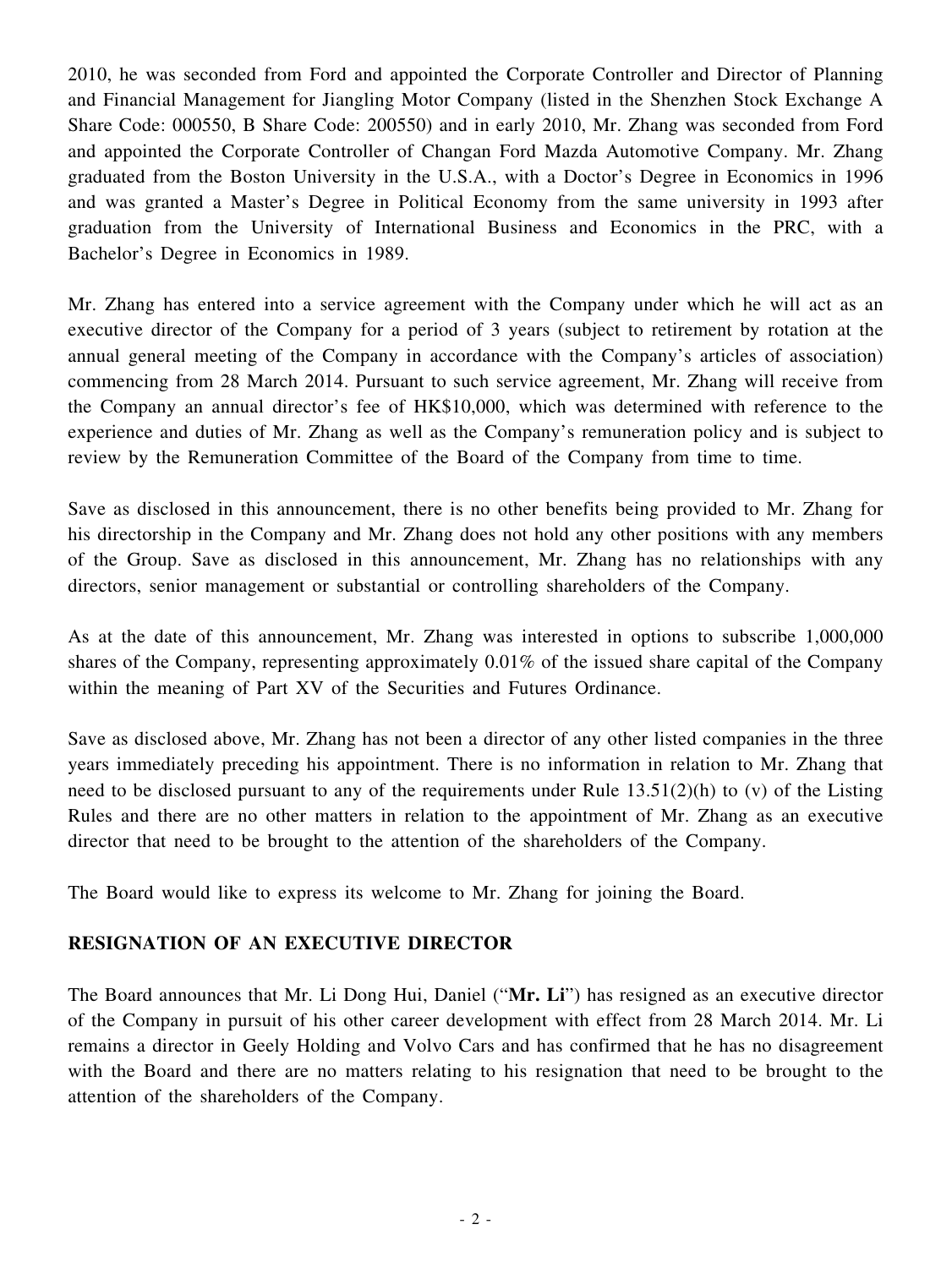2010, he was seconded from Ford and appointed the Corporate Controller and Director of Planning and Financial Management for Jiangling Motor Company (listed in the Shenzhen Stock Exchange A Share Code: 000550, B Share Code: 200550) and in early 2010, Mr. Zhang was seconded from Ford and appointed the Corporate Controller of Changan Ford Mazda Automotive Company. Mr. Zhang graduated from the Boston University in the U.S.A., with a Doctor's Degree in Economics in 1996 and was granted a Master's Degree in Political Economy from the same university in 1993 after graduation from the University of International Business and Economics in the PRC, with a Bachelor's Degree in Economics in 1989.

Mr. Zhang has entered into a service agreement with the Company under which he will act as an executive director of the Company for a period of 3 years (subject to retirement by rotation at the annual general meeting of the Company in accordance with the Company's articles of association) commencing from 28 March 2014. Pursuant to such service agreement, Mr. Zhang will receive from the Company an annual director's fee of HK$10,000, which was determined with reference to the experience and duties of Mr. Zhang as well as the Company's remuneration policy and is subject to review by the Remuneration Committee of the Board of the Company from time to time.

Save as disclosed in this announcement, there is no other benefits being provided to Mr. Zhang for his directorship in the Company and Mr. Zhang does not hold any other positions with any members of the Group. Save as disclosed in this announcement, Mr. Zhang has no relationships with any directors, senior management or substantial or controlling shareholders of the Company.

As at the date of this announcement, Mr. Zhang was interested in options to subscribe 1,000,000 shares of the Company, representing approximately 0.01% of the issued share capital of the Company within the meaning of Part XV of the Securities and Futures Ordinance.

Save as disclosed above, Mr. Zhang has not been a director of any other listed companies in the three years immediately preceding his appointment. There is no information in relation to Mr. Zhang that need to be disclosed pursuant to any of the requirements under Rule 13.51(2)(h) to (v) of the Listing Rules and there are no other matters in relation to the appointment of Mr. Zhang as an executive director that need to be brought to the attention of the shareholders of the Company.

The Board would like to express its welcome to Mr. Zhang for joining the Board.

## RESIGNATION OF AN EXECUTIVE DIRECTOR

The Board announces that Mr. Li Dong Hui, Daniel ("**Mr. Li**") has resigned as an executive director of the Company in pursuit of his other career development with effect from 28 March 2014. Mr. Li remains a director in Geely Holding and Volvo Cars and has confirmed that he has no disagreement with the Board and there are no matters relating to his resignation that need to be brought to the attention of the shareholders of the Company.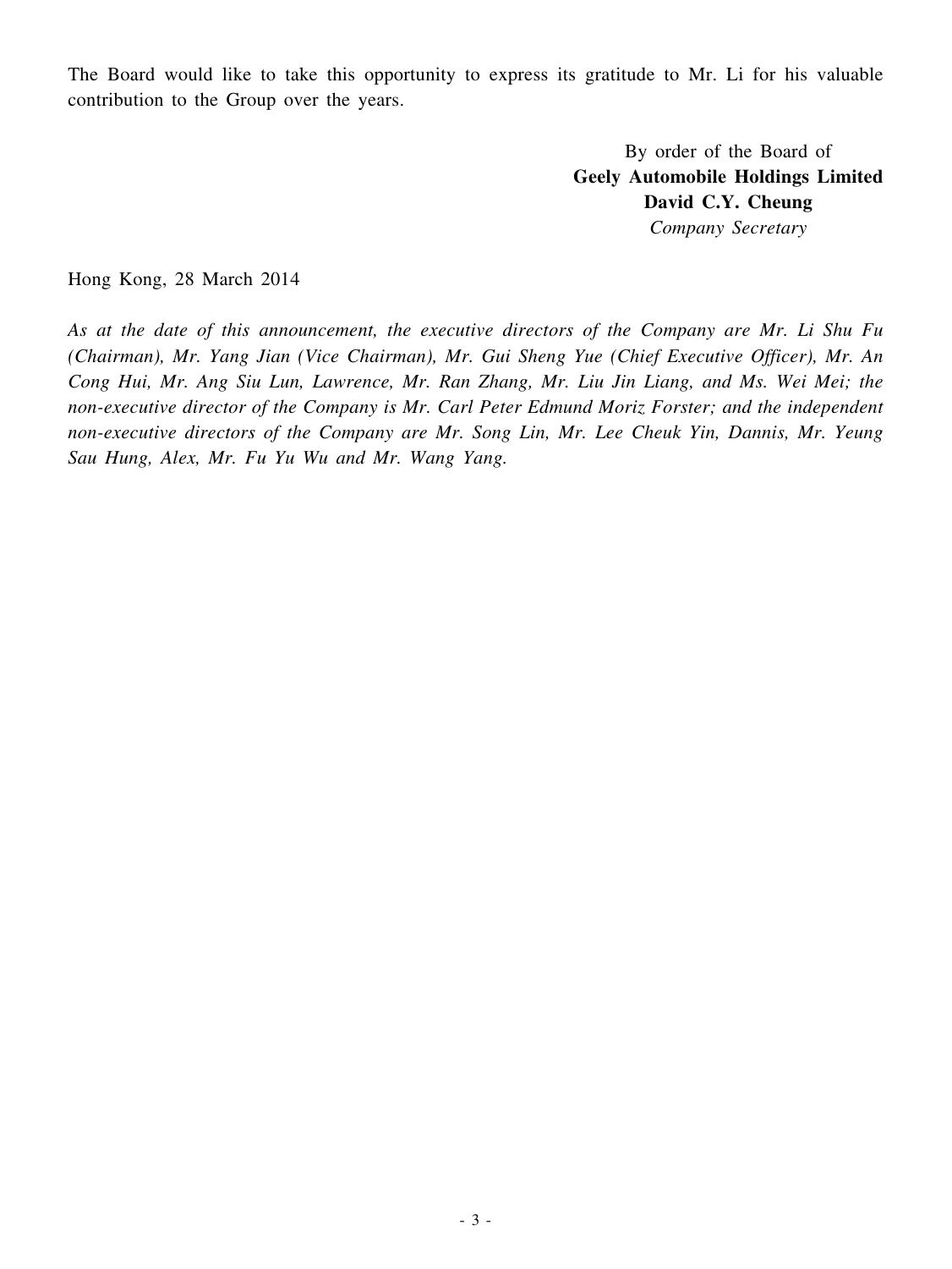The Board would like to take this opportunity to express its gratitude to Mr. Li for his valuable contribution to the Group over the years.

By order of the Board of
**Geely Automobile Holdings Limited**
**David C.Y. Cheung**
*Company Secretary*

Hong Kong, 28 March 2014

*As at the date of this announcement, the executive directors of the Company are Mr. Li Shu Fu (Chairman), Mr. Yang Jian (Vice Chairman), Mr. Gui Sheng Yue (Chief Executive Officer), Mr. An Cong Hui, Mr. Ang Siu Lun, Lawrence, Mr. Ran Zhang, Mr. Liu Jin Liang, and Ms. Wei Mei; the non-executive director of the Company is Mr. Carl Peter Edmund Moriz Forster; and the independent non-executive directors of the Company are Mr. Song Lin, Mr. Lee Cheuk Yin, Dannis, Mr. Yeung Sau Hung, Alex, Mr. Fu Yu Wu and Mr. Wang Yang.*